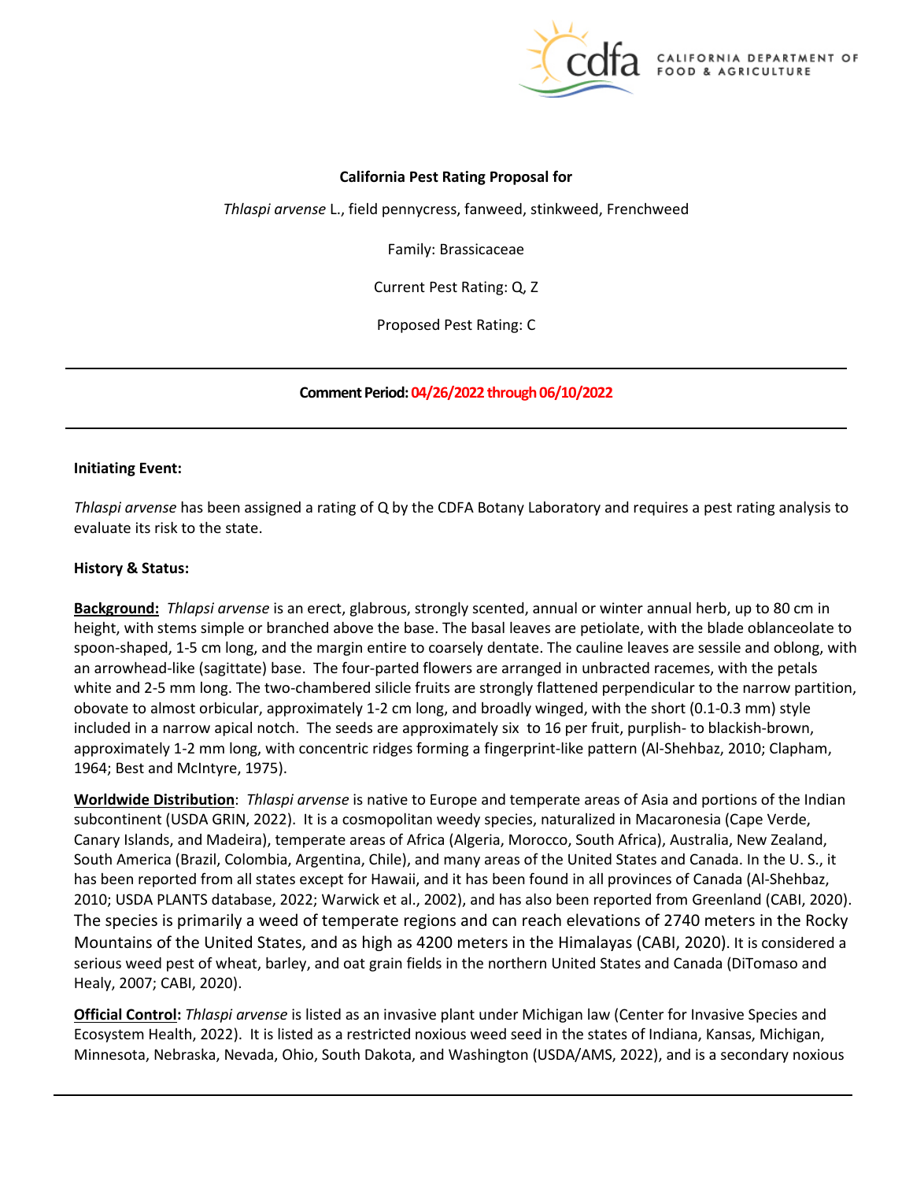**California Pest Rating Proposal for**

*Thlaspi arvense* L., field pennycress, fanweed, stinkweed, Frenchweed

Family: Brassicaceae

Current Pest Rating: Q, Z

Proposed Pest Rating: C

---

**Comment Period: 04/26/2022 through 06/10/2022**

---

**Initiating Event:**

*Thlaspi arvense* has been assigned a rating of Q by the CDFA Botany Laboratory and requires a pest rating analysis to evaluate its risk to the state.

**History & Status:**

**Background:** *Thlapsi arvense* is an erect, glabrous, strongly scented, annual or winter annual herb, up to 80 cm in height, with stems simple or branched above the base. The basal leaves are petiolate, with the blade oblanceolate to spoon-shaped, 1-5 cm long, and the margin entire to coarsely dentate. The cauline leaves are sessile and oblong, with an arrowhead-like (sagittate) base. The four-parted flowers are arranged in unbracted racemes, with the petals white and 2-5 mm long. The two-chambered silicle fruits are strongly flattened perpendicular to the narrow partition, obovate to almost orbicular, approximately 1-2 cm long, and broadly winged, with the short (0.1-0.3 mm) style included in a narrow apical notch. The seeds are approximately six to 16 per fruit, purplish- to blackish-brown, approximately 1-2 mm long, with concentric ridges forming a fingerprint-like pattern (Al-Shehbaz, 2010; Clapham, 1964; Best and McIntyre, 1975).

**Worldwide Distribution**: *Thlaspi arvense* is native to Europe and temperate areas of Asia and portions of the Indian subcontinent (USDA GRIN, 2022). It is a cosmopolitan weedy species, naturalized in Macaronesia (Cape Verde, Canary Islands, and Madeira), temperate areas of Africa (Algeria, Morocco, South Africa), Australia, New Zealand, South America (Brazil, Colombia, Argentina, Chile), and many areas of the United States and Canada. In the U. S., it has been reported from all states except for Hawaii, and it has been found in all provinces of Canada (Al-Shehbaz, 2010; USDA PLANTS database, 2022; Warwick et al., 2002), and has also been reported from Greenland (CABI, 2020). The species is primarily a weed of temperate regions and can reach elevations of 2740 meters in the Rocky Mountains of the United States, and as high as 4200 meters in the Himalayas (CABI, 2020). It is considered a serious weed pest of wheat, barley, and oat grain fields in the northern United States and Canada (DiTomaso and Healy, 2007; CABI, 2020).

**Official Control:** *Thlaspi arvense* is listed as an invasive plant under Michigan law (Center for Invasive Species and Ecosystem Health, 2022). It is listed as a restricted noxious weed seed in the states of Indiana, Kansas, Michigan, Minnesota, Nebraska, Nevada, Ohio, South Dakota, and Washington (USDA/AMS, 2022), and is a secondary noxious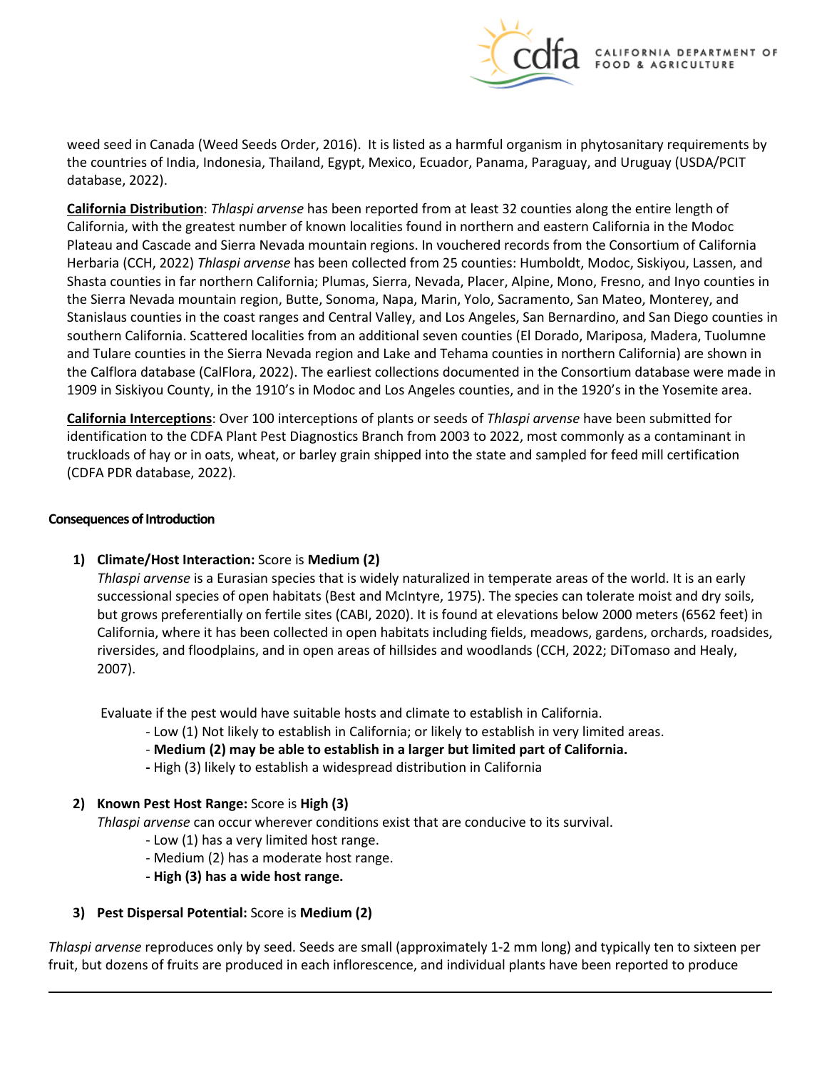weed seed in Canada (Weed Seeds Order, 2016). It is listed as a harmful organism in phytosanitary requirements by the countries of India, Indonesia, Thailand, Egypt, Mexico, Ecuador, Panama, Paraguay, and Uruguay (USDA/PCIT database, 2022).

**California Distribution**: *Thlaspi arvense* has been reported from at least 32 counties along the entire length of California, with the greatest number of known localities found in northern and eastern California in the Modoc Plateau and Cascade and Sierra Nevada mountain regions. In vouchered records from the Consortium of California Herbaria (CCH, 2022) *Thlaspi arvense* has been collected from 25 counties: Humboldt, Modoc, Siskiyou, Lassen, and Shasta counties in far northern California; Plumas, Sierra, Nevada, Placer, Alpine, Mono, Fresno, and Inyo counties in the Sierra Nevada mountain region, Butte, Sonoma, Napa, Marin, Yolo, Sacramento, San Mateo, Monterey, and Stanislaus counties in the coast ranges and Central Valley, and Los Angeles, San Bernardino, and San Diego counties in southern California. Scattered localities from an additional seven counties (El Dorado, Mariposa, Madera, Tuolumne and Tulare counties in the Sierra Nevada region and Lake and Tehama counties in northern California) are shown in the Calflora database (CalFlora, 2022). The earliest collections documented in the Consortium database were made in 1909 in Siskiyou County, in the 1910's in Modoc and Los Angeles counties, and in the 1920's in the Yosemite area.

**California Interceptions**: Over 100 interceptions of plants or seeds of *Thlaspi arvense* have been submitted for identification to the CDFA Plant Pest Diagnostics Branch from 2003 to 2022, most commonly as a contaminant in truckloads of hay or in oats, wheat, or barley grain shipped into the state and sampled for feed mill certification (CDFA PDR database, 2022).

#### Consequences of Introduction

1) **Climate/Host Interaction:** Score is **Medium (2)**

   *Thlaspi arvense* is a Eurasian species that is widely naturalized in temperate areas of the world. It is an early successional species of open habitats (Best and McIntyre, 1975). The species can tolerate moist and dry soils, but grows preferentially on fertile sites (CABI, 2020). It is found at elevations below 2000 meters (6562 feet) in California, where it has been collected in open habitats including fields, meadows, gardens, orchards, roadsides, riversides, and floodplains, and in open areas of hillsides and woodlands (CCH, 2022; DiTomaso and Healy, 2007).

   Evaluate if the pest would have suitable hosts and climate to establish in California.

   - Low (1) Not likely to establish in California; or likely to establish in very limited areas.
   - **Medium (2) may be able to establish in a larger but limited part of California.**
   - High (3) likely to establish a widespread distribution in California

2) **Known Pest Host Range:** Score is **High (3)**

   *Thlaspi arvense* can occur wherever conditions exist that are conducive to its survival.

   - Low (1) has a very limited host range.
   - Medium (2) has a moderate host range.
   - **High (3) has a wide host range.**

3) **Pest Dispersal Potential:** Score is **Medium (2)**

*Thlaspi arvense* reproduces only by seed. Seeds are small (approximately 1-2 mm long) and typically ten to sixteen per fruit, but dozens of fruits are produced in each inflorescence, and individual plants have been reported to produce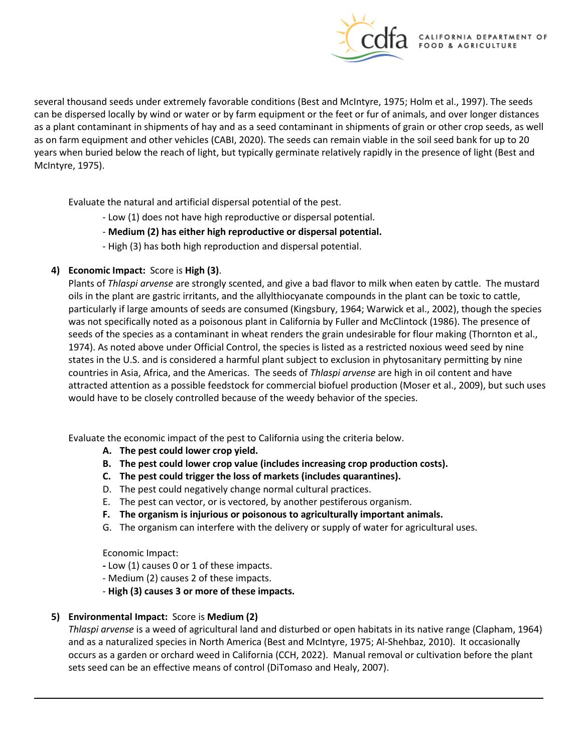several thousand seeds under extremely favorable conditions (Best and McIntyre, 1975; Holm et al., 1997). The seeds can be dispersed locally by wind or water or by farm equipment or the feet or fur of animals, and over longer distances as a plant contaminant in shipments of hay and as a seed contaminant in shipments of grain or other crop seeds, as well as on farm equipment and other vehicles (CABI, 2020). The seeds can remain viable in the soil seed bank for up to 20 years when buried below the reach of light, but typically germinate relatively rapidly in the presence of light (Best and McIntyre, 1975).

Evaluate the natural and artificial dispersal potential of the pest.

- Low (1) does not have high reproductive or dispersal potential.
- **Medium (2) has either high reproductive or dispersal potential.**
- High (3) has both high reproduction and dispersal potential.

4) **Economic Impact:** Score is **High (3)**.

Plants of *Thlaspi arvense* are strongly scented, and give a bad flavor to milk when eaten by cattle. The mustard oils in the plant are gastric irritants, and the allylthiocyanate compounds in the plant can be toxic to cattle, particularly if large amounts of seeds are consumed (Kingsbury, 1964; Warwick et al., 2002), though the species was not specifically noted as a poisonous plant in California by Fuller and McClintock (1986). The presence of seeds of the species as a contaminant in wheat renders the grain undesirable for flour making (Thornton et al., 1974). As noted above under Official Control, the species is listed as a restricted noxious weed seed by nine states in the U.S. and is considered a harmful plant subject to exclusion in phytosanitary permitting by nine countries in Asia, Africa, and the Americas. The seeds of *Thlaspi arvense* are high in oil content and have attracted attention as a possible feedstock for commercial biofuel production (Moser et al., 2009), but such uses would have to be closely controlled because of the weedy behavior of the species.

Evaluate the economic impact of the pest to California using the criteria below.

A. **The pest could lower crop yield.**
B. **The pest could lower crop value (includes increasing crop production costs).**
C. **The pest could trigger the loss of markets (includes quarantines).**
D. The pest could negatively change normal cultural practices.
E. The pest can vector, or is vectored, by another pestiferous organism.
F. **The organism is injurious or poisonous to agriculturally important animals.**
G. The organism can interfere with the delivery or supply of water for agricultural uses.

Economic Impact:

- Low (1) causes 0 or 1 of these impacts.
- Medium (2) causes 2 of these impacts.
- **High (3) causes 3 or more of these impacts.**

5) **Environmental Impact:** Score is **Medium (2)**

*Thlaspi arvense* is a weed of agricultural land and disturbed or open habitats in its native range (Clapham, 1964) and as a naturalized species in North America (Best and McIntyre, 1975; Al-Shehbaz, 2010). It occasionally occurs as a garden or orchard weed in California (CCH, 2022). Manual removal or cultivation before the plant sets seed can be an effective means of control (DiTomaso and Healy, 2007).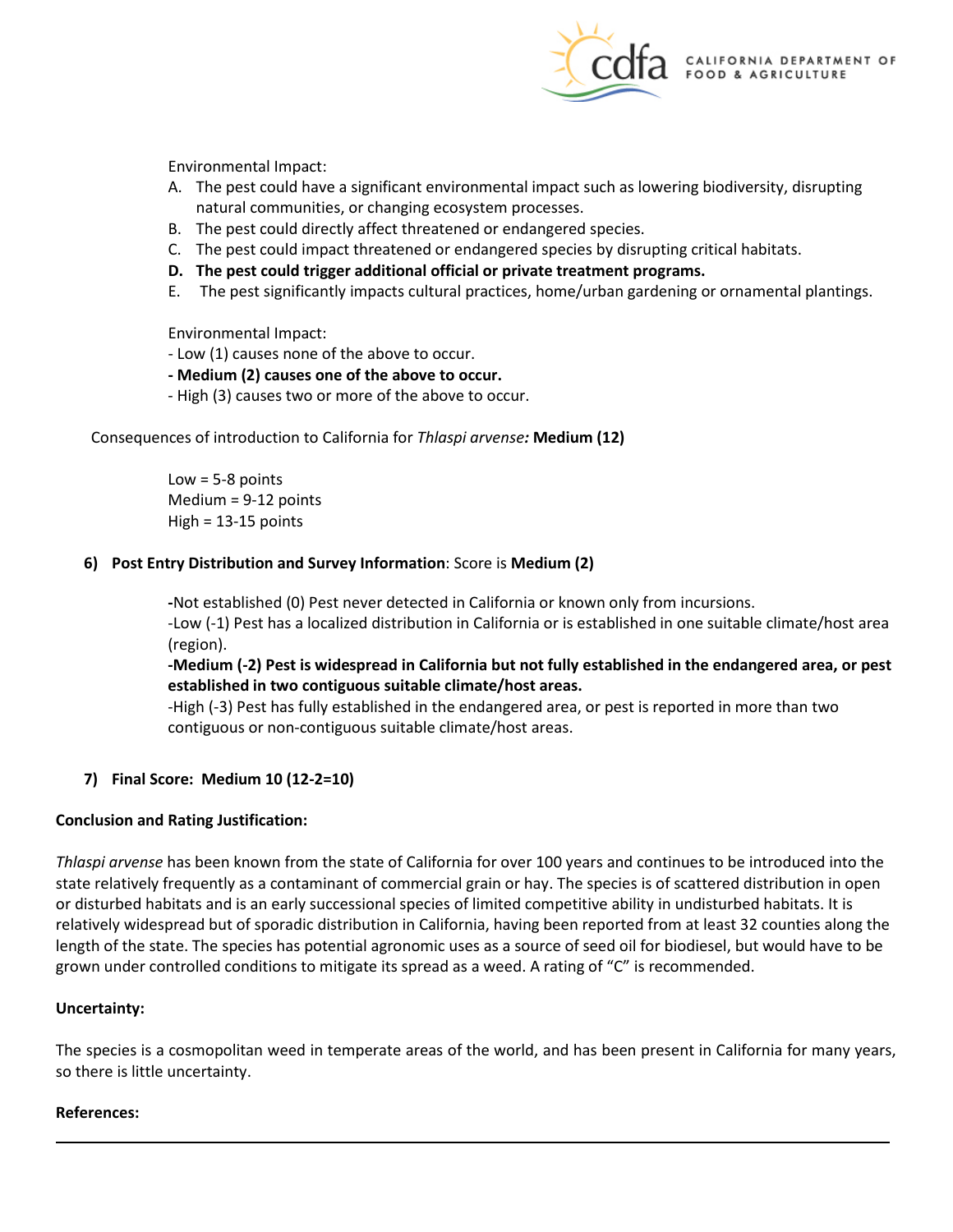Environmental Impact:

A. The pest could have a significant environmental impact such as lowering biodiversity, disrupting natural communities, or changing ecosystem processes.
B. The pest could directly affect threatened or endangered species.
C. The pest could impact threatened or endangered species by disrupting critical habitats.
D. **The pest could trigger additional official or private treatment programs.**
E. The pest significantly impacts cultural practices, home/urban gardening or ornamental plantings.

Environmental Impact:

- Low (1) causes none of the above to occur.
- **Medium (2) causes one of the above to occur.**
- High (3) causes two or more of the above to occur.

Consequences of introduction to California for *Thlaspi arvense:* **Medium (12)**

Low = 5-8 points
Medium = 9-12 points
High = 13-15 points

**6) Post Entry Distribution and Survey Information**: Score is **Medium (2)**

-Not established (0) Pest never detected in California or known only from incursions.
-Low (-1) Pest has a localized distribution in California or is established in one suitable climate/host area (region).
**-Medium (-2) Pest is widespread in California but not fully established in the endangered area, or pest established in two contiguous suitable climate/host areas.**
-High (-3) Pest has fully established in the endangered area, or pest is reported in more than two contiguous or non-contiguous suitable climate/host areas.

**7) Final Score: Medium 10 (12-2=10)**

**Conclusion and Rating Justification:**

*Thlaspi arvense* has been known from the state of California for over 100 years and continues to be introduced into the state relatively frequently as a contaminant of commercial grain or hay. The species is of scattered distribution in open or disturbed habitats and is an early successional species of limited competitive ability in undisturbed habitats. It is relatively widespread but of sporadic distribution in California, having been reported from at least 32 counties along the length of the state. The species has potential agronomic uses as a source of seed oil for biodiesel, but would have to be grown under controlled conditions to mitigate its spread as a weed. A rating of "C" is recommended.

**Uncertainty:**

The species is a cosmopolitan weed in temperate areas of the world, and has been present in California for many years, so there is little uncertainty.

**References:**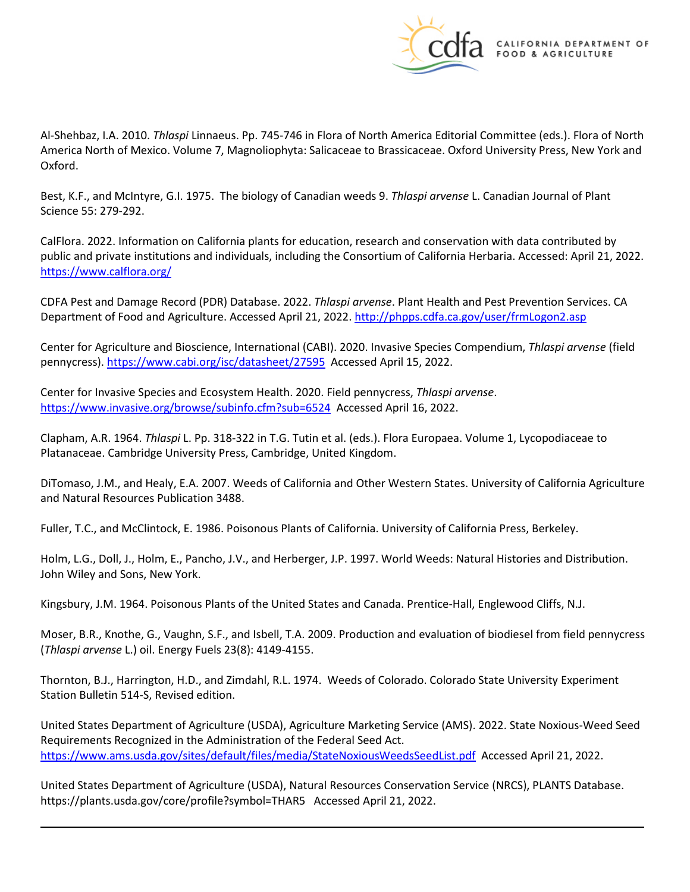Al-Shehbaz, I.A. 2010. *Thlaspi* Linnaeus. Pp. 745-746 in Flora of North America Editorial Committee (eds.). Flora of North America North of Mexico. Volume 7, Magnoliophyta: Salicaceae to Brassicaceae. Oxford University Press, New York and Oxford.

Best, K.F., and McIntyre, G.I. 1975. The biology of Canadian weeds 9. *Thlaspi arvense* L. Canadian Journal of Plant Science 55: 279-292.

CalFlora. 2022. Information on California plants for education, research and conservation with data contributed by public and private institutions and individuals, including the Consortium of California Herbaria. Accessed: April 21, 2022. [https://www.calflora.org/](https://www.calflora.org/)

CDFA Pest and Damage Record (PDR) Database. 2022. *Thlaspi arvense*. Plant Health and Pest Prevention Services. CA Department of Food and Agriculture. Accessed April 21, 2022. [http://phpps.cdfa.ca.gov/user/frmLogon2.asp](http://phpps.cdfa.ca.gov/user/frmLogon2.asp)

Center for Agriculture and Bioscience, International (CABI). 2020. Invasive Species Compendium, *Thlaspi arvense* (field pennycress). [https://www.cabi.org/isc/datasheet/27595](https://www.cabi.org/isc/datasheet/27595) Accessed April 15, 2022.

Center for Invasive Species and Ecosystem Health. 2020. Field pennycress, *Thlaspi arvense*. [https://www.invasive.org/browse/subinfo.cfm?sub=6524](https://www.invasive.org/browse/subinfo.cfm?sub=6524) Accessed April 16, 2022.

Clapham, A.R. 1964. *Thlaspi* L. Pp. 318-322 in T.G. Tutin et al. (eds.). Flora Europaea. Volume 1, Lycopodiaceae to Platanaceae. Cambridge University Press, Cambridge, United Kingdom.

DiTomaso, J.M., and Healy, E.A. 2007. Weeds of California and Other Western States. University of California Agriculture and Natural Resources Publication 3488.

Fuller, T.C., and McClintock, E. 1986. Poisonous Plants of California. University of California Press, Berkeley.

Holm, L.G., Doll, J., Holm, E., Pancho, J.V., and Herberger, J.P. 1997. World Weeds: Natural Histories and Distribution. John Wiley and Sons, New York.

Kingsbury, J.M. 1964. Poisonous Plants of the United States and Canada. Prentice-Hall, Englewood Cliffs, N.J.

Moser, B.R., Knothe, G., Vaughn, S.F., and Isbell, T.A. 2009. Production and evaluation of biodiesel from field pennycress (*Thlaspi arvense* L.) oil. Energy Fuels 23(8): 4149-4155.

Thornton, B.J., Harrington, H.D., and Zimdahl, R.L. 1974. Weeds of Colorado. Colorado State University Experiment Station Bulletin 514-S, Revised edition.

United States Department of Agriculture (USDA), Agriculture Marketing Service (AMS). 2022. State Noxious-Weed Seed Requirements Recognized in the Administration of the Federal Seed Act. [https://www.ams.usda.gov/sites/default/files/media/StateNoxiousWeedsSeedList.pdf](https://www.ams.usda.gov/sites/default/files/media/StateNoxiousWeedsSeedList.pdf) Accessed April 21, 2022.

United States Department of Agriculture (USDA), Natural Resources Conservation Service (NRCS), PLANTS Database. https://plants.usda.gov/core/profile?symbol=THAR5 Accessed April 21, 2022.

---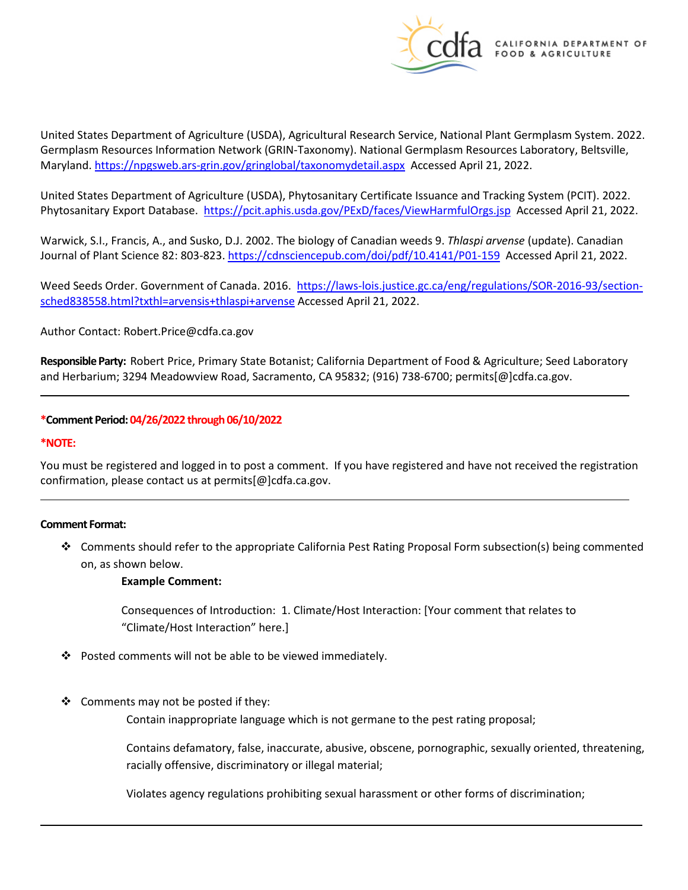United States Department of Agriculture (USDA), Agricultural Research Service, National Plant Germplasm System. 2022. Germplasm Resources Information Network (GRIN-Taxonomy). National Germplasm Resources Laboratory, Beltsville, Maryland. https://npgsweb.ars-grin.gov/gringlobal/taxonomydetail.aspx Accessed April 21, 2022.

United States Department of Agriculture (USDA), Phytosanitary Certificate Issuance and Tracking System (PCIT). 2022. Phytosanitary Export Database. https://pcit.aphis.usda.gov/PExD/faces/ViewHarmfulOrgs.jsp Accessed April 21, 2022.

Warwick, S.I., Francis, A., and Susko, D.J. 2002. The biology of Canadian weeds 9. *Thlaspi arvense* (update). Canadian Journal of Plant Science 82: 803-823. https://cdnsciencepub.com/doi/pdf/10.4141/P01-159 Accessed April 21, 2022.

Weed Seeds Order. Government of Canada. 2016. https://laws-lois.justice.gc.ca/eng/regulations/SOR-2016-93/section-sched838558.html?txthl=arvensis+thlaspi+arvense Accessed April 21, 2022.

Author Contact: Robert.Price@cdfa.ca.gov

**Responsible Party:** Robert Price, Primary State Botanist; California Department of Food & Agriculture; Seed Laboratory and Herbarium; 3294 Meadowview Road, Sacramento, CA 95832; (916) 738-6700; permits[@]cdfa.ca.gov.

---

**\*Comment Period: 04/26/2022 through 06/10/2022**

**\*NOTE:**

You must be registered and logged in to post a comment. If you have registered and have not received the registration confirmation, please contact us at permits[@]cdfa.ca.gov.

---

**Comment Format:**

- Comments should refer to the appropriate California Pest Rating Proposal Form subsection(s) being commented on, as shown below.

  **Example Comment:**

  Consequences of Introduction: 1. Climate/Host Interaction: [Your comment that relates to "Climate/Host Interaction" here.]

- Posted comments will not be able to be viewed immediately.

- Comments may not be posted if they:

  Contain inappropriate language which is not germane to the pest rating proposal;

  Contains defamatory, false, inaccurate, abusive, obscene, pornographic, sexually oriented, threatening, racially offensive, discriminatory or illegal material;

  Violates agency regulations prohibiting sexual harassment or other forms of discrimination;

---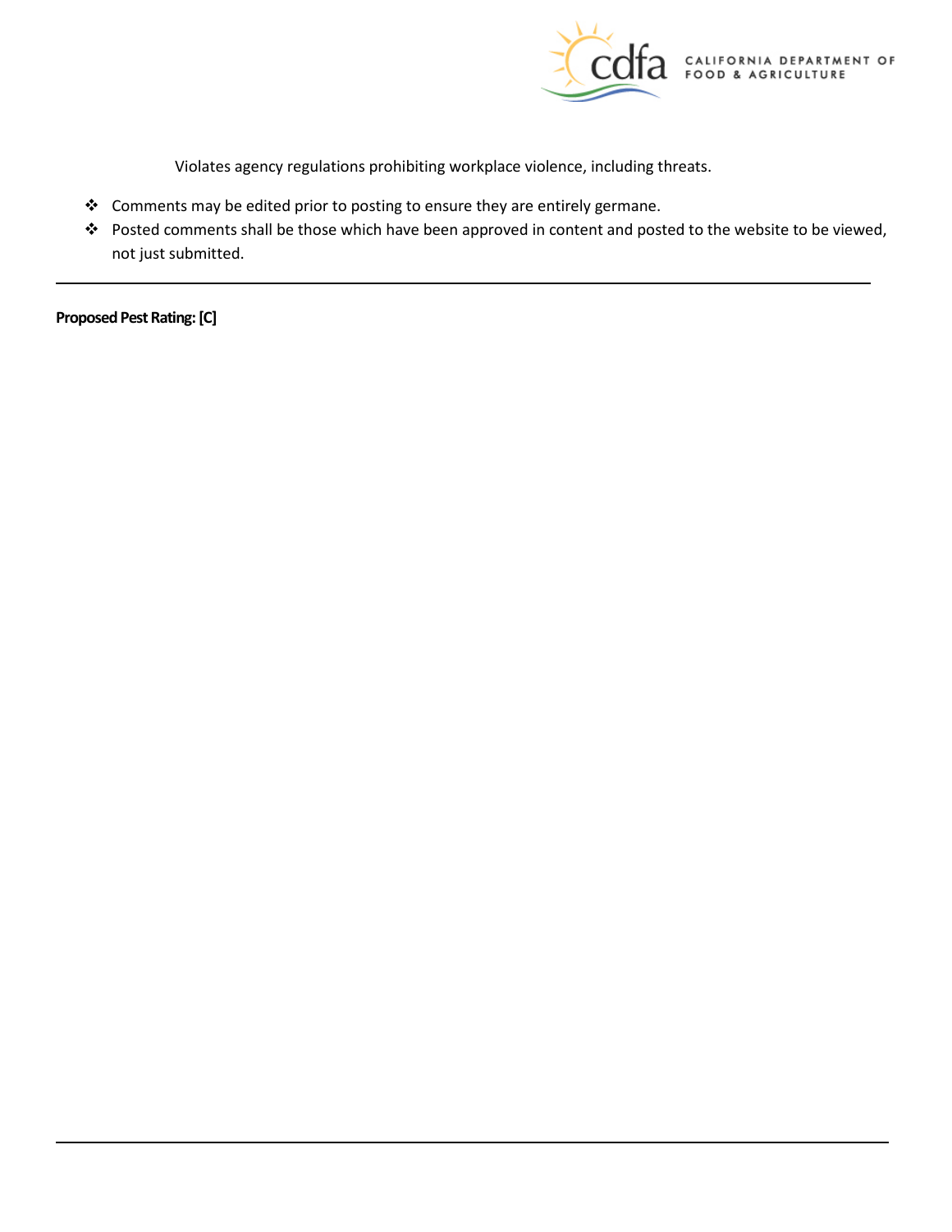Violates agency regulations prohibiting workplace violence, including threats.

- Comments may be edited prior to posting to ensure they are entirely germane.
- Posted comments shall be those which have been approved in content and posted to the website to be viewed, not just submitted.

---

**Proposed Pest Rating: [C]**